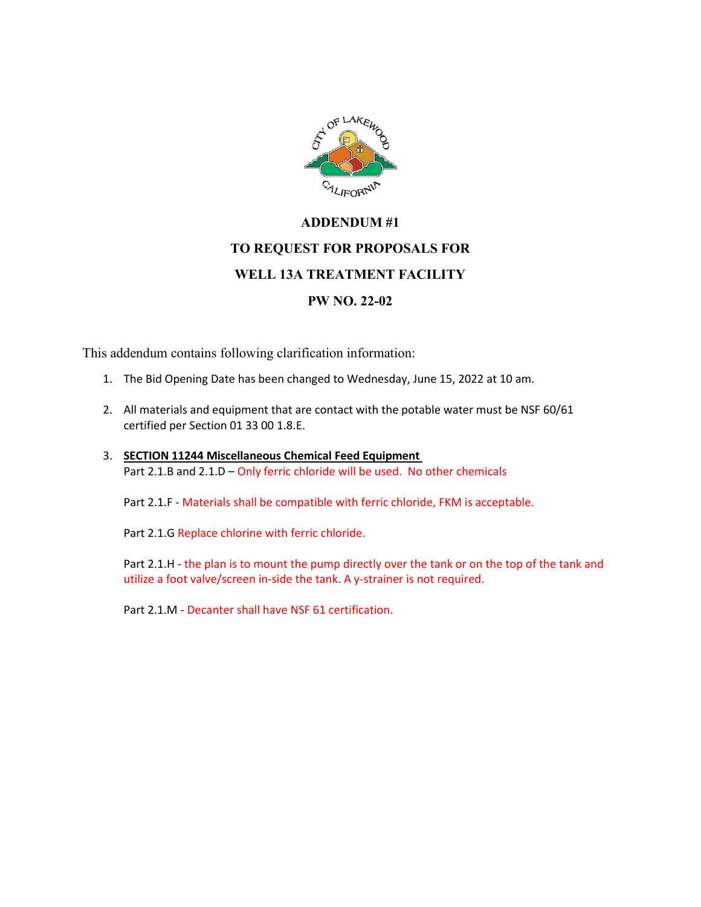# ADDENDUM #1

## TO REQUEST FOR PROPOSALS FOR

## WELL 13A TREATMENT FACILITY

## PW NO. 22-02

This addendum contains following clarification information:

1. The Bid Opening Date has been changed to Wednesday, June 15, 2022 at 10 am.

2. All materials and equipment that are contact with the potable water must be NSF 60/61 certified per Section 01 33 00 1.8.E.

3. **SECTION 11244 Miscellaneous Chemical Feed Equipment**
   Part 2.1.B and 2.1.D – Only ferric chloride will be used. No other chemicals

   Part 2.1.F - Materials shall be compatible with ferric chloride, FKM is acceptable.

   Part 2.1.G Replace chlorine with ferric chloride.

   Part 2.1.H - the plan is to mount the pump directly over the tank or on the top of the tank and utilize a foot valve/screen in-side the tank. A y-strainer is not required.

   Part 2.1.M - Decanter shall have NSF 61 certification.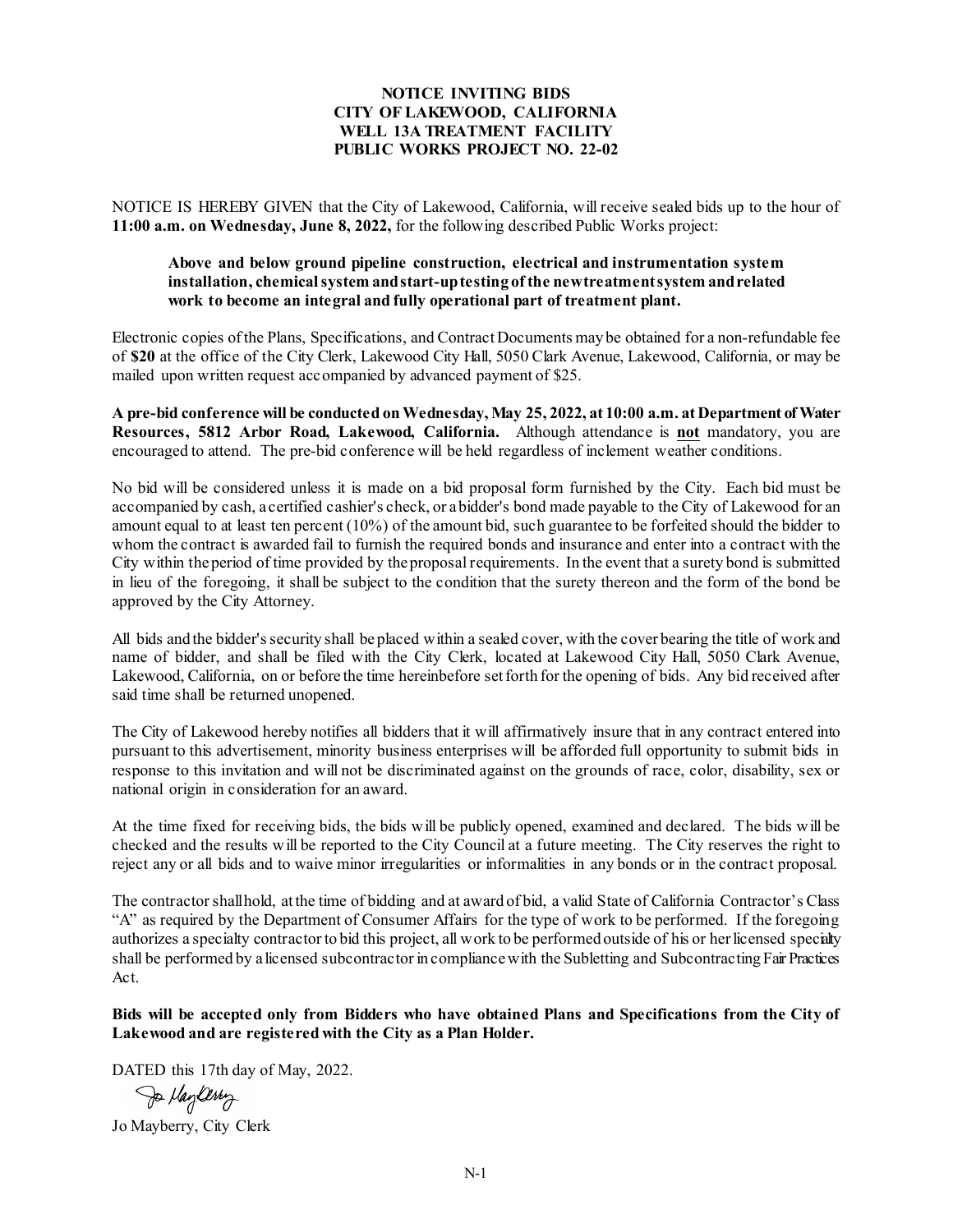**NOTICE INVITING BIDS**
**CITY OF LAKEWOOD, CALIFORNIA**
**WELL 13A TREATMENT FACILITY**
**PUBLIC WORKS PROJECT NO. 22-02**

NOTICE IS HEREBY GIVEN that the City of Lakewood, California, will receive sealed bids up to the hour of **11:00 a.m. on Wednesday, June 8, 2022,** for the following described Public Works project:

> **Above and below ground pipeline construction, electrical and instrumentation system installation, chemical system and start-up testing of the new treatment system and related work to become an integral and fully operational part of treatment plant.**

Electronic copies of the Plans, Specifications, and Contract Documents may be obtained for a non-refundable fee of **$20** at the office of the City Clerk, Lakewood City Hall, 5050 Clark Avenue, Lakewood, California, or may be mailed upon written request accompanied by advanced payment of $25.

**A pre-bid conference will be conducted on Wednesday, May 25, 2022, at 10:00 a.m. at Department of Water Resources, 5812 Arbor Road, Lakewood, California.** Although attendance is **not** mandatory, you are encouraged to attend. The pre-bid conference will be held regardless of inclement weather conditions.

No bid will be considered unless it is made on a bid proposal form furnished by the City. Each bid must be accompanied by cash, a certified cashier's check, or a bidder's bond made payable to the City of Lakewood for an amount equal to at least ten percent (10%) of the amount bid, such guarantee to be forfeited should the bidder to whom the contract is awarded fail to furnish the required bonds and insurance and enter into a contract with the City within the period of time provided by the proposal requirements. In the event that a surety bond is submitted in lieu of the foregoing, it shall be subject to the condition that the surety thereon and the form of the bond be approved by the City Attorney.

All bids and the bidder's security shall be placed within a sealed cover, with the cover bearing the title of work and name of bidder, and shall be filed with the City Clerk, located at Lakewood City Hall, 5050 Clark Avenue, Lakewood, California, on or before the time hereinbefore set forth for the opening of bids. Any bid received after said time shall be returned unopened.

The City of Lakewood hereby notifies all bidders that it will affirmatively insure that in any contract entered into pursuant to this advertisement, minority business enterprises will be afforded full opportunity to submit bids in response to this invitation and will not be discriminated against on the grounds of race, color, disability, sex or national origin in consideration for an award.

At the time fixed for receiving bids, the bids will be publicly opened, examined and declared. The bids will be checked and the results will be reported to the City Council at a future meeting. The City reserves the right to reject any or all bids and to waive minor irregularities or informalities in any bonds or in the contract proposal.

The contractor shall hold, at the time of bidding and at award of bid, a valid State of California Contractor's Class "A" as required by the Department of Consumer Affairs for the type of work to be performed. If the foregoing authorizes a specialty contractor to bid this project, all work to be performed outside of his or her licensed specialty shall be performed by a licensed subcontractor in compliance with the Subletting and Subcontracting Fair Practices Act.

**Bids will be accepted only from Bidders who have obtained Plans and Specifications from the City of Lakewood and are registered with the City as a Plan Holder.**

DATED this 17th day of May, 2022.

Jo Mayberry

Jo Mayberry, City Clerk